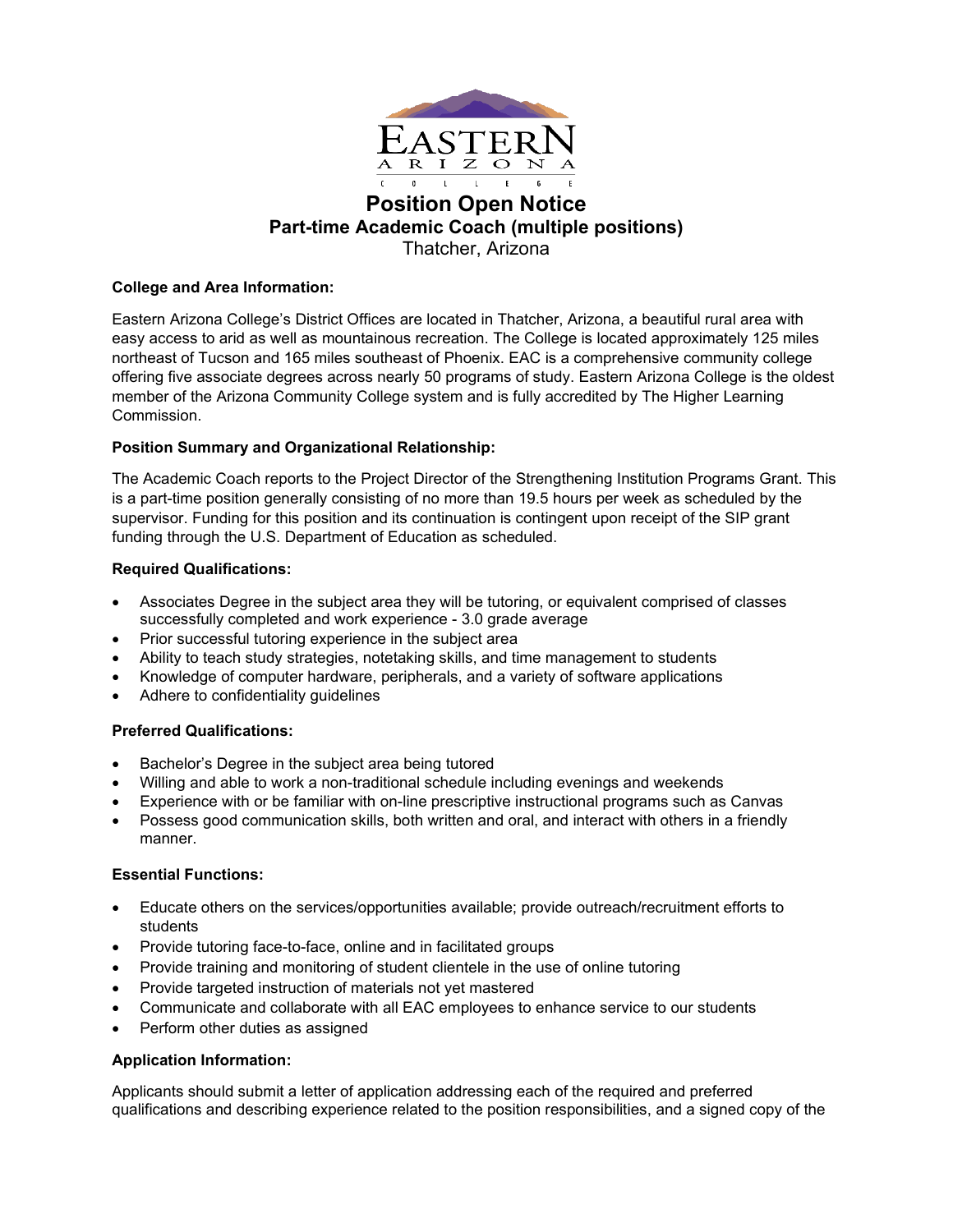# Position Open Notice

## Part-time Academic Coach (multiple positions)

Thatcher, Arizona

**College and Area Information:**

Eastern Arizona College's District Offices are located in Thatcher, Arizona, a beautiful rural area with easy access to arid as well as mountainous recreation. The College is located approximately 125 miles northeast of Tucson and 165 miles southeast of Phoenix. EAC is a comprehensive community college offering five associate degrees across nearly 50 programs of study. Eastern Arizona College is the oldest member of the Arizona Community College system and is fully accredited by The Higher Learning Commission.

**Position Summary and Organizational Relationship:**

The Academic Coach reports to the Project Director of the Strengthening Institution Programs Grant. This is a part-time position generally consisting of no more than 19.5 hours per week as scheduled by the supervisor. Funding for this position and its continuation is contingent upon receipt of the SIP grant funding through the U.S. Department of Education as scheduled.

**Required Qualifications:**

- Associates Degree in the subject area they will be tutoring, or equivalent comprised of classes successfully completed and work experience - 3.0 grade average
- Prior successful tutoring experience in the subject area
- Ability to teach study strategies, notetaking skills, and time management to students
- Knowledge of computer hardware, peripherals, and a variety of software applications
- Adhere to confidentiality guidelines

**Preferred Qualifications:**

- Bachelor's Degree in the subject area being tutored
- Willing and able to work a non-traditional schedule including evenings and weekends
- Experience with or be familiar with on-line prescriptive instructional programs such as Canvas
- Possess good communication skills, both written and oral, and interact with others in a friendly manner.

**Essential Functions:**

- Educate others on the services/opportunities available; provide outreach/recruitment efforts to students
- Provide tutoring face-to-face, online and in facilitated groups
- Provide training and monitoring of student clientele in the use of online tutoring
- Provide targeted instruction of materials not yet mastered
- Communicate and collaborate with all EAC employees to enhance service to our students
- Perform other duties as assigned

**Application Information:**

Applicants should submit a letter of application addressing each of the required and preferred qualifications and describing experience related to the position responsibilities, and a signed copy of the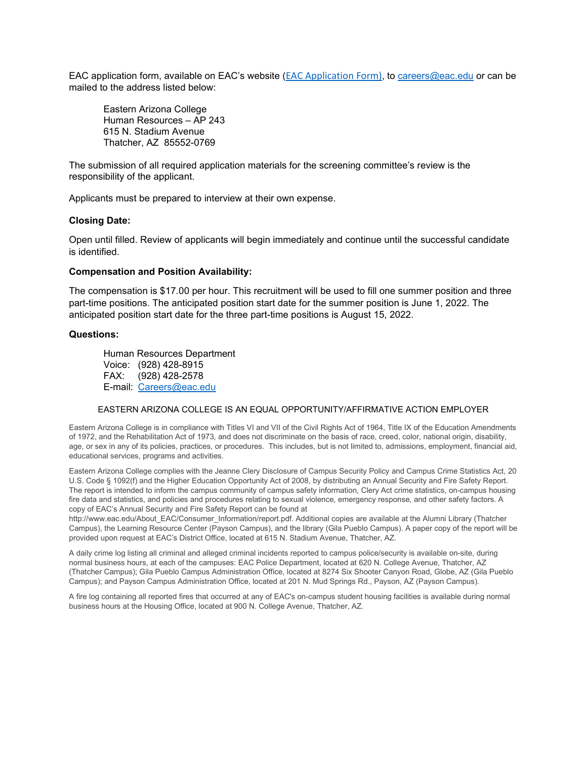EAC application form, available on EAC's website (EAC Application Form), to careers@eac.edu or can be mailed to the address listed below:

Eastern Arizona College
Human Resources – AP 243
615 N. Stadium Avenue
Thatcher, AZ 85552-0769

The submission of all required application materials for the screening committee's review is the responsibility of the applicant.

Applicants must be prepared to interview at their own expense.

**Closing Date:**

Open until filled. Review of applicants will begin immediately and continue until the successful candidate is identified.

**Compensation and Position Availability:**

The compensation is $17.00 per hour. This recruitment will be used to fill one summer position and three part-time positions. The anticipated position start date for the summer position is June 1, 2022. The anticipated position start date for the three part-time positions is August 15, 2022.

**Questions:**

Human Resources Department
Voice: (928) 428-8915
FAX: (928) 428-2578
E-mail: Careers@eac.edu

EASTERN ARIZONA COLLEGE IS AN EQUAL OPPORTUNITY/AFFIRMATIVE ACTION EMPLOYER

Eastern Arizona College is in compliance with Titles VI and VII of the Civil Rights Act of 1964, Title IX of the Education Amendments of 1972, and the Rehabilitation Act of 1973, and does not discriminate on the basis of race, creed, color, national origin, disability, age, or sex in any of its policies, practices, or procedures. This includes, but is not limited to, admissions, employment, financial aid, educational services, programs and activities.

Eastern Arizona College complies with the Jeanne Clery Disclosure of Campus Security Policy and Campus Crime Statistics Act, 20 U.S. Code § 1092(f) and the Higher Education Opportunity Act of 2008, by distributing an Annual Security and Fire Safety Report. The report is intended to inform the campus community of campus safety information, Clery Act crime statistics, on-campus housing fire data and statistics, and policies and procedures relating to sexual violence, emergency response, and other safety factors. A copy of EAC's Annual Security and Fire Safety Report can be found at http://www.eac.edu/About_EAC/Consumer_Information/report.pdf. Additional copies are available at the Alumni Library (Thatcher Campus), the Learning Resource Center (Payson Campus), and the library (Gila Pueblo Campus). A paper copy of the report will be provided upon request at EAC's District Office, located at 615 N. Stadium Avenue, Thatcher, AZ.

A daily crime log listing all criminal and alleged criminal incidents reported to campus police/security is available on-site, during normal business hours, at each of the campuses: EAC Police Department, located at 620 N. College Avenue, Thatcher, AZ (Thatcher Campus); Gila Pueblo Campus Administration Office, located at 8274 Six Shooter Canyon Road, Globe, AZ (Gila Pueblo Campus); and Payson Campus Administration Office, located at 201 N. Mud Springs Rd., Payson, AZ (Payson Campus).

A fire log containing all reported fires that occurred at any of EAC's on-campus student housing facilities is available during normal business hours at the Housing Office, located at 900 N. College Avenue, Thatcher, AZ.